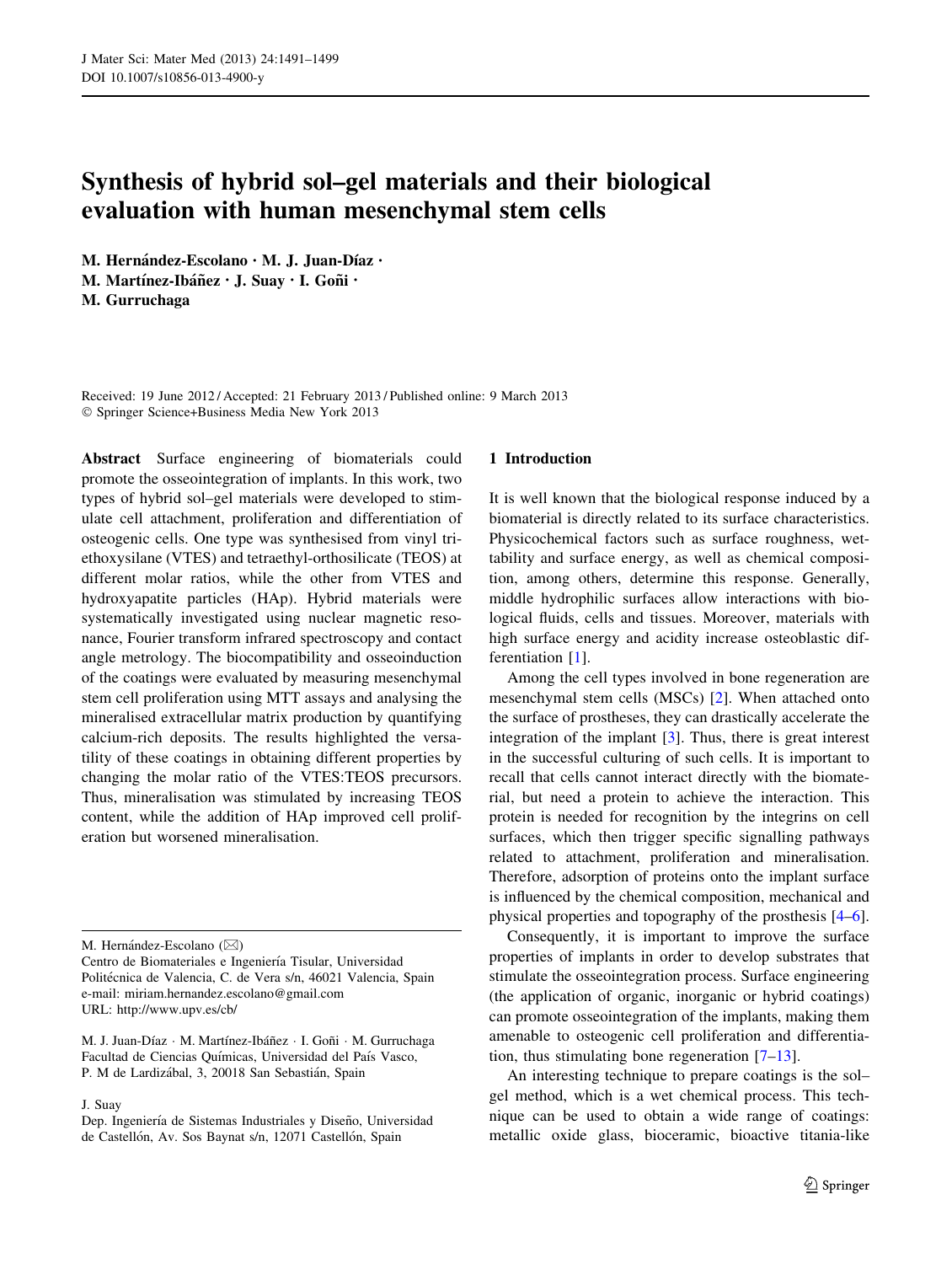# Synthesis of hybrid sol–gel materials and their biological evaluation with human mesenchymal stem cells

M. Hernández-Escolano · M. J. Juan-Díaz · M. Martínez-Ibáñez · J. Suay · I. Goñi · M. Gurruchaga

Received: 19 June 2012 / Accepted: 21 February 2013 / Published online: 9 March 2013
© Springer Science+Business Media New York 2013

**Abstract** Surface engineering of biomaterials could promote the osseointegration of implants. In this work, two types of hybrid sol–gel materials were developed to stimulate cell attachment, proliferation and differentiation of osteogenic cells. One type was synthesised from vinyl triethoxysilane (VTES) and tetraethyl-orthosilicate (TEOS) at different molar ratios, while the other from VTES and hydroxyapatite particles (HAp). Hybrid materials were systematically investigated using nuclear magnetic resonance, Fourier transform infrared spectroscopy and contact angle metrology. The biocompatibility and osseoinduction of the coatings were evaluated by measuring mesenchymal stem cell proliferation using MTT assays and analysing the mineralised extracellular matrix production by quantifying calcium-rich deposits. The results highlighted the versatility of these coatings in obtaining different properties by changing the molar ratio of the VTES:TEOS precursors. Thus, mineralisation was stimulated by increasing TEOS content, while the addition of HAp improved cell proliferation but worsened mineralisation.

M. Hernández-Escolano (✉)
Centro de Biomateriales e Ingeniería Tisular, Universidad Politécnica de Valencia, C. de Vera s/n, 46021 Valencia, Spain
e-mail: miriam.hernandez.escolano@gmail.com
URL: http://www.upv.es/cb/

M. J. Juan-Díaz · M. Martínez-Ibáñez · I. Goñi · M. Gurruchaga
Facultad de Ciencias Químicas, Universidad del País Vasco, P. M de Lardizábal, 3, 20018 San Sebastián, Spain

J. Suay
Dep. Ingeniería de Sistemas Industriales y Diseño, Universidad de Castellón, Av. Sos Baynat s/n, 12071 Castellón, Spain

## 1 Introduction

It is well known that the biological response induced by a biomaterial is directly related to its surface characteristics. Physicochemical factors such as surface roughness, wettability and surface energy, as well as chemical composition, among others, determine this response. Generally, middle hydrophilic surfaces allow interactions with biological fluids, cells and tissues. Moreover, materials with high surface energy and acidity increase osteoblastic differentiation [1].

Among the cell types involved in bone regeneration are mesenchymal stem cells (MSCs) [2]. When attached onto the surface of prostheses, they can drastically accelerate the integration of the implant [3]. Thus, there is great interest in the successful culturing of such cells. It is important to recall that cells cannot interact directly with the biomaterial, but need a protein to achieve the interaction. This protein is needed for recognition by the integrins on cell surfaces, which then trigger specific signalling pathways related to attachment, proliferation and mineralisation. Therefore, adsorption of proteins onto the implant surface is influenced by the chemical composition, mechanical and physical properties and topography of the prosthesis [4–6].

Consequently, it is important to improve the surface properties of implants in order to develop substrates that stimulate the osseointegration process. Surface engineering (the application of organic, inorganic or hybrid coatings) can promote osseointegration of the implants, making them amenable to osteogenic cell proliferation and differentiation, thus stimulating bone regeneration [7–13].

An interesting technique to prepare coatings is the sol–gel method, which is a wet chemical process. This technique can be used to obtain a wide range of coatings: metallic oxide glass, bioceramic, bioactive titania-like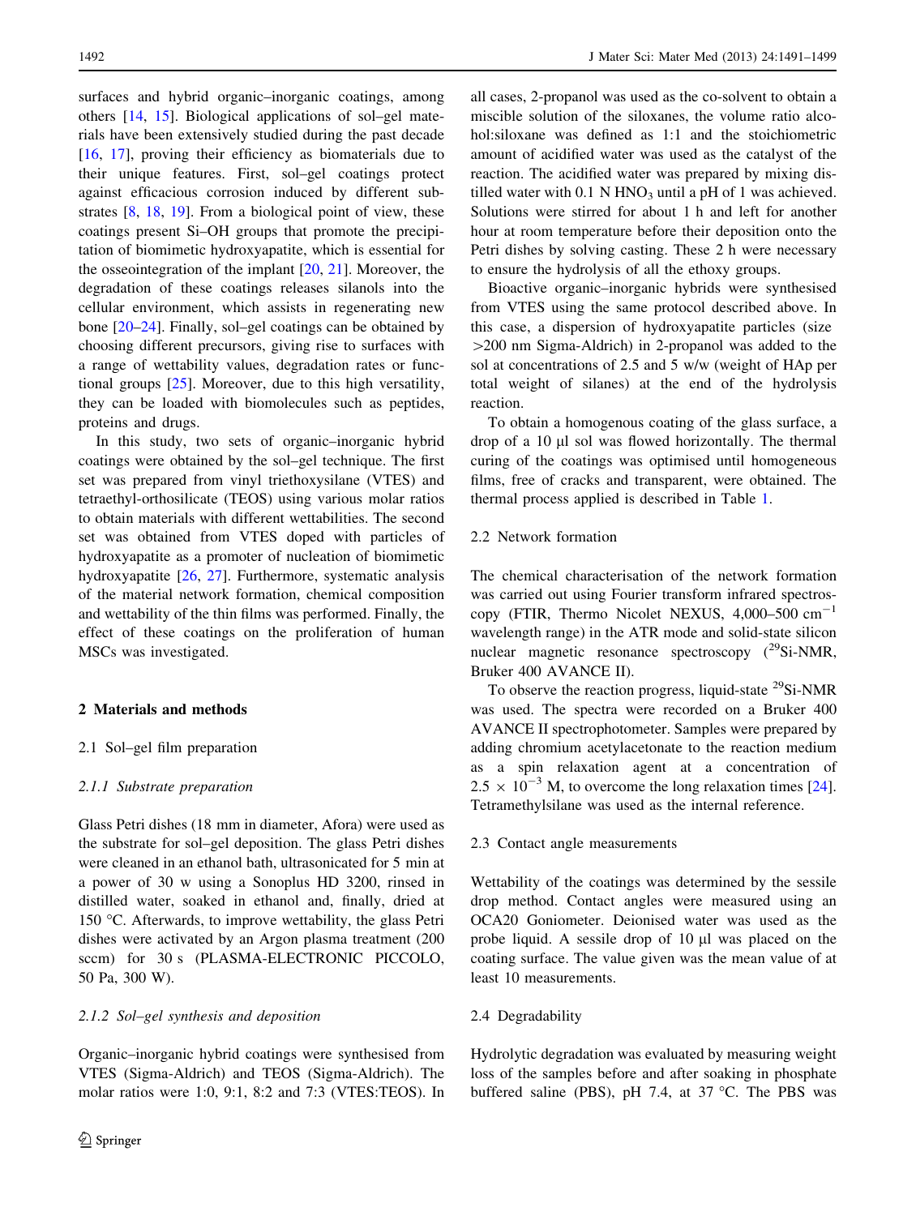surfaces and hybrid organic–inorganic coatings, among others [14, 15]. Biological applications of sol–gel materials have been extensively studied during the past decade [16, 17], proving their efficiency as biomaterials due to their unique features. First, sol–gel coatings protect against efficacious corrosion induced by different substrates [8, 18, 19]. From a biological point of view, these coatings present Si–OH groups that promote the precipitation of biomimetic hydroxyapatite, which is essential for the osseointegration of the implant [20, 21]. Moreover, the degradation of these coatings releases silanols into the cellular environment, which assists in regenerating new bone [20–24]. Finally, sol–gel coatings can be obtained by choosing different precursors, giving rise to surfaces with a range of wettability values, degradation rates or functional groups [25]. Moreover, due to this high versatility, they can be loaded with biomolecules such as peptides, proteins and drugs.

In this study, two sets of organic–inorganic hybrid coatings were obtained by the sol–gel technique. The first set was prepared from vinyl triethoxysilane (VTES) and tetraethyl-orthosilicate (TEOS) using various molar ratios to obtain materials with different wettabilities. The second set was obtained from VTES doped with particles of hydroxyapatite as a promoter of nucleation of biomimetic hydroxyapatite [26, 27]. Furthermore, systematic analysis of the material network formation, chemical composition and wettability of the thin films was performed. Finally, the effect of these coatings on the proliferation of human MSCs was investigated.

## 2 Materials and methods

### 2.1 Sol–gel film preparation

#### *2.1.1 Substrate preparation*

Glass Petri dishes (18 mm in diameter, Afora) were used as the substrate for sol–gel deposition. The glass Petri dishes were cleaned in an ethanol bath, ultrasonicated for 5 min at a power of 30 w using a Sonoplus HD 3200, rinsed in distilled water, soaked in ethanol and, finally, dried at 150 °C. Afterwards, to improve wettability, the glass Petri dishes were activated by an Argon plasma treatment (200 sccm) for 30 s (PLASMA-ELECTRONIC PICCOLO, 50 Pa, 300 W).

#### *2.1.2 Sol–gel synthesis and deposition*

Organic–inorganic hybrid coatings were synthesised from VTES (Sigma-Aldrich) and TEOS (Sigma-Aldrich). The molar ratios were 1:0, 9:1, 8:2 and 7:3 (VTES:TEOS). In all cases, 2-propanol was used as the co-solvent to obtain a miscible solution of the siloxanes, the volume ratio alcohol:siloxane was defined as 1:1 and the stoichiometric amount of acidified water was used as the catalyst of the reaction. The acidified water was prepared by mixing distilled water with 0.1 N $HNO_3$ until a pH of 1 was achieved. Solutions were stirred for about 1 h and left for another hour at room temperature before their deposition onto the Petri dishes by solving casting. These 2 h were necessary to ensure the hydrolysis of all the ethoxy groups.

Bioactive organic–inorganic hybrids were synthesised from VTES using the same protocol described above. In this case, a dispersion of hydroxyapatite particles (size >200 nm Sigma-Aldrich) in 2-propanol was added to the sol at concentrations of 2.5 and 5 w/w (weight of HAp per total weight of silanes) at the end of the hydrolysis reaction.

To obtain a homogenous coating of the glass surface, a drop of a 10 µl sol was flowed horizontally. The thermal curing of the coatings was optimised until homogeneous films, free of cracks and transparent, were obtained. The thermal process applied is described in Table 1.

### 2.2 Network formation

The chemical characterisation of the network formation was carried out using Fourier transform infrared spectroscopy (FTIR, Thermo Nicolet NEXUS, 4,000–500 $cm^{-1}$ wavelength range) in the ATR mode and solid-state silicon nuclear magnetic resonance spectroscopy ($^{29}$Si-NMR, Bruker 400 AVANCE II).

To observe the reaction progress, liquid-state $^{29}$Si-NMR was used. The spectra were recorded on a Bruker 400 AVANCE II spectrophotometer. Samples were prepared by adding chromium acetylacetonate to the reaction medium as a spin relaxation agent at a concentration of $2.5 \times 10^{-3}$ M, to overcome the long relaxation times [24]. Tetramethylsilane was used as the internal reference.

### 2.3 Contact angle measurements

Wettability of the coatings was determined by the sessile drop method. Contact angles were measured using an OCA20 Goniometer. Deionised water was used as the probe liquid. A sessile drop of 10 µl was placed on the coating surface. The value given was the mean value of at least 10 measurements.

### 2.4 Degradability

Hydrolytic degradation was evaluated by measuring weight loss of the samples before and after soaking in phosphate buffered saline (PBS), pH 7.4, at 37 °C. The PBS was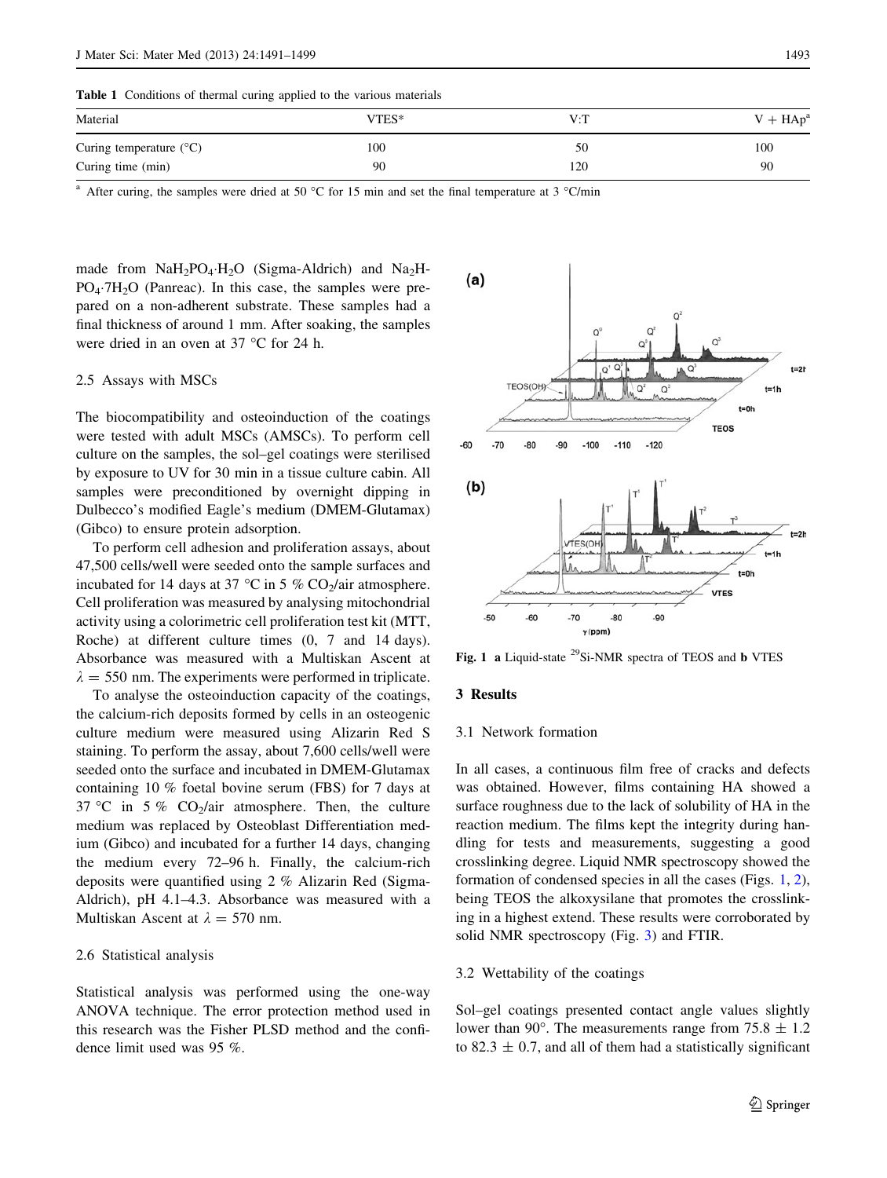**Table 1** Conditions of thermal curing applied to the various materials

| Material | VTES* | V:T | V + HAp[a] |
|---|---|---|---|
| Curing temperature (°C) | 100 | 50 | 100 |
| Curing time (min) | 90 | 120 | 90 |

[a] After curing, the samples were dried at 50 °C for 15 min and set the final temperature at 3 °C/min

made from $NaH_2PO_4 \cdot H_2O$ (Sigma-Aldrich) and $Na_2HPO_4 \cdot 7H_2O$ (Panreac). In this case, the samples were prepared on a non-adherent substrate. These samples had a final thickness of around 1 mm. After soaking, the samples were dried in an oven at 37 °C for 24 h.

### 2.5 Assays with MSCs

The biocompatibility and osteoinduction of the coatings were tested with adult MSCs (AMSCs). To perform cell culture on the samples, the sol–gel coatings were sterilised by exposure to UV for 30 min in a tissue culture cabin. All samples were preconditioned by overnight dipping in Dulbecco's modified Eagle's medium (DMEM-Glutamax) (Gibco) to ensure protein adsorption.

To perform cell adhesion and proliferation assays, about 47,500 cells/well were seeded onto the sample surfaces and incubated for 14 days at 37 °C in 5 % $CO_2$/air atmosphere. Cell proliferation was measured by analysing mitochondrial activity using a colorimetric cell proliferation test kit (MTT, Roche) at different culture times (0, 7 and 14 days). Absorbance was measured with a Multiskan Ascent at $\lambda = 550$ nm. The experiments were performed in triplicate.

To analyse the osteoinduction capacity of the coatings, the calcium-rich deposits formed by cells in an osteogenic culture medium were measured using Alizarin Red S staining. To perform the assay, about 7,600 cells/well were seeded onto the surface and incubated in DMEM-Glutamax containing 10 % foetal bovine serum (FBS) for 7 days at 37 °C in 5 % $CO_2$/air atmosphere. Then, the culture medium was replaced by Osteoblast Differentiation medium (Gibco) and incubated for a further 14 days, changing the medium every 72–96 h. Finally, the calcium-rich deposits were quantified using 2 % Alizarin Red (Sigma-Aldrich), pH 4.1–4.3. Absorbance was measured with a Multiskan Ascent at $\lambda = 570$ nm.

### 2.6 Statistical analysis

Statistical analysis was performed using the one-way ANOVA technique. The error protection method used in this research was the Fisher PLSD method and the confidence limit used was 95 %.

**Fig. 1** **a** Liquid-state $^{29}$Si-NMR spectra of TEOS and **b** VTES

## 3 Results

### 3.1 Network formation

In all cases, a continuous film free of cracks and defects was obtained. However, films containing HA showed a surface roughness due to the lack of solubility of HA in the reaction medium. The films kept the integrity during handling for tests and measurements, suggesting a good crosslinking degree. Liquid NMR spectroscopy showed the formation of condensed species in all the cases (Figs. 1, 2), being TEOS the alkoxysilane that promotes the crosslinking in a highest extend. These results were corroborated by solid NMR spectroscopy (Fig. 3) and FTIR.

### 3.2 Wettability of the coatings

Sol–gel coatings presented contact angle values slightly lower than 90°. The measurements range from $75.8 \pm 1.2$ to $82.3 \pm 0.7$, and all of them had a statistically significant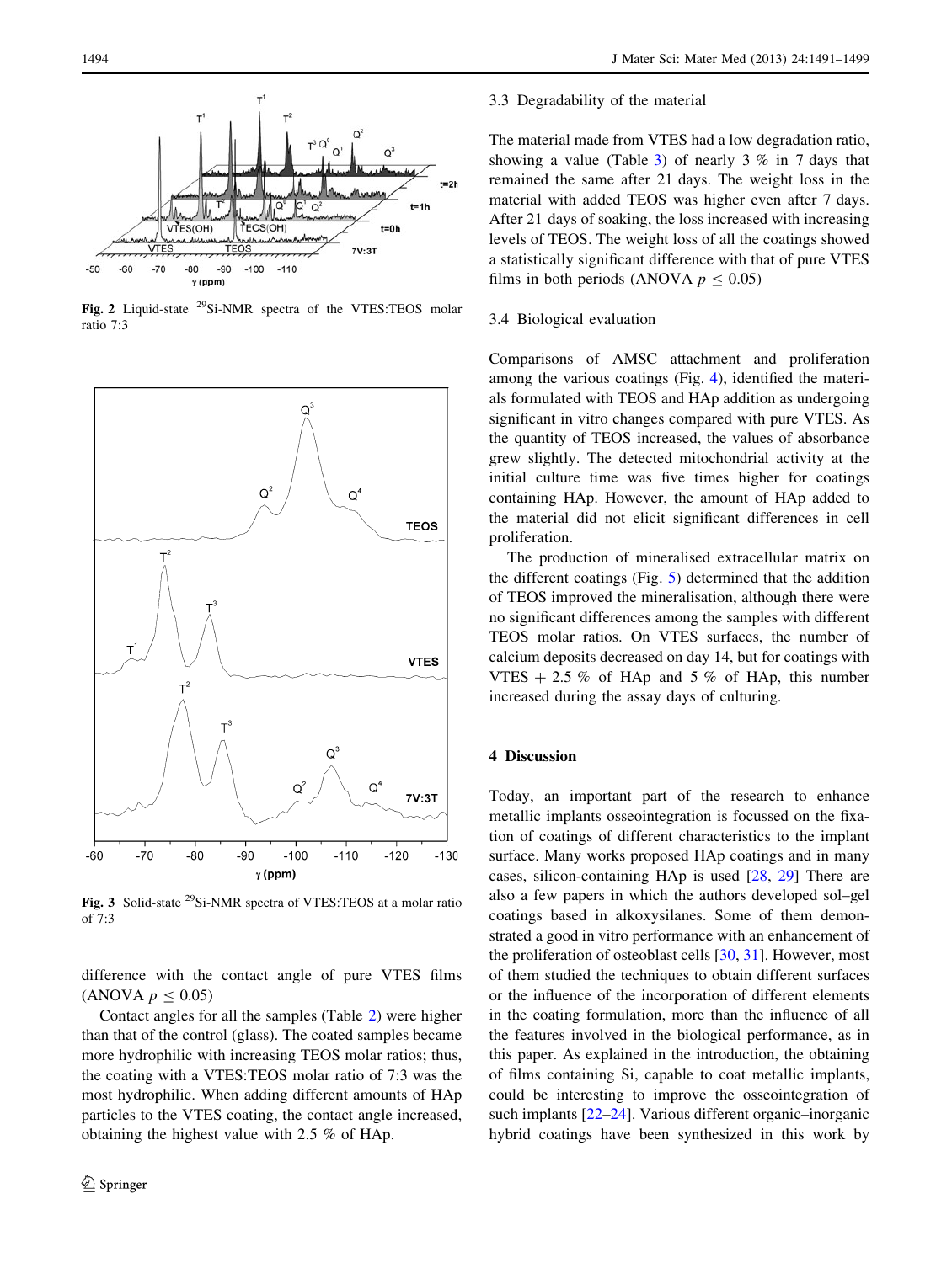Fig. 2 Liquid-state $^{29}$Si-NMR spectra of the VTES:TEOS molar ratio 7:3

Fig. 3 Solid-state $^{29}$Si-NMR spectra of VTES:TEOS at a molar ratio of 7:3

difference with the contact angle of pure VTES films (ANOVA $p \leq 0.05$)

Contact angles for all the samples (Table 2) were higher than that of the control (glass). The coated samples became more hydrophilic with increasing TEOS molar ratios; thus, the coating with a VTES:TEOS molar ratio of 7:3 was the most hydrophilic. When adding different amounts of HAp particles to the VTES coating, the contact angle increased, obtaining the highest value with 2.5 % of HAp.

### 3.3 Degradability of the material

The material made from VTES had a low degradation ratio, showing a value (Table 3) of nearly 3 % in 7 days that remained the same after 21 days. The weight loss in the material with added TEOS was higher even after 7 days. After 21 days of soaking, the loss increased with increasing levels of TEOS. The weight loss of all the coatings showed a statistically significant difference with that of pure VTES films in both periods (ANOVA $p \leq 0.05$)

### 3.4 Biological evaluation

Comparisons of AMSC attachment and proliferation among the various coatings (Fig. 4), identified the materials formulated with TEOS and HAp addition as undergoing significant in vitro changes compared with pure VTES. As the quantity of TEOS increased, the values of absorbance grew slightly. The detected mitochondrial activity at the initial culture time was five times higher for coatings containing HAp. However, the amount of HAp added to the material did not elicit significant differences in cell proliferation.

The production of mineralised extracellular matrix on the different coatings (Fig. 5) determined that the addition of TEOS improved the mineralisation, although there were no significant differences among the samples with different TEOS molar ratios. On VTES surfaces, the number of calcium deposits decreased on day 14, but for coatings with VTES + 2.5 % of HAp and 5 % of HAp, this number increased during the assay days of culturing.

## 4 Discussion

Today, an important part of the research to enhance metallic implants osseointegration is focussed on the fixation of coatings of different characteristics to the implant surface. Many works proposed HAp coatings and in many cases, silicon-containing HAp is used [28, 29] There are also a few papers in which the authors developed sol–gel coatings based in alkoxysilanes. Some of them demonstrated a good in vitro performance with an enhancement of the proliferation of osteoblast cells [30, 31]. However, most of them studied the techniques to obtain different surfaces or the influence of the incorporation of different elements in the coating formulation, more than the influence of all the features involved in the biological performance, as in this paper. As explained in the introduction, the obtaining of films containing Si, capable to coat metallic implants, could be interesting to improve the osseointegration of such implants [22–24]. Various different organic–inorganic hybrid coatings have been synthesized in this work by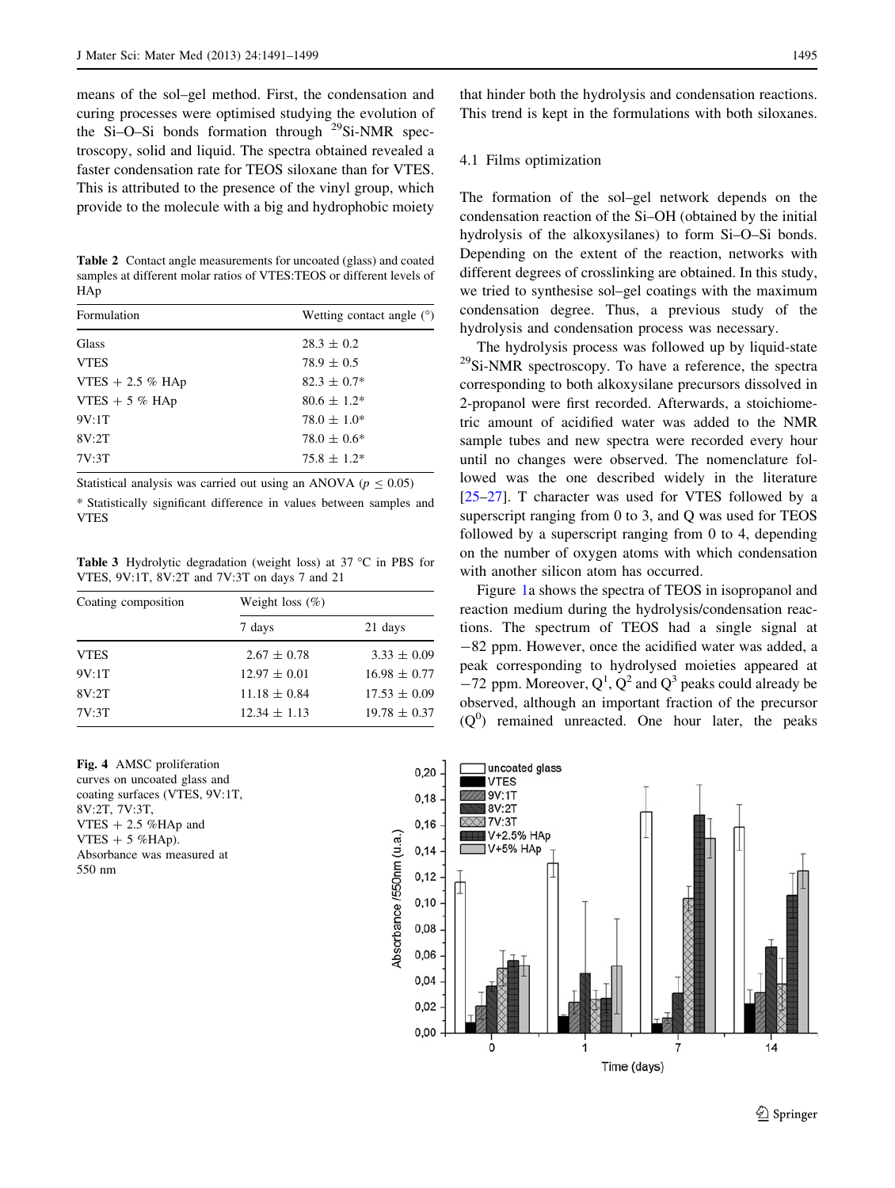means of the sol–gel method. First, the condensation and curing processes were optimised studying the evolution of the Si–O–Si bonds formation through $^{29}$Si-NMR spectroscopy, solid and liquid. The spectra obtained revealed a faster condensation rate for TEOS siloxane than for VTES. This is attributed to the presence of the vinyl group, which provide to the molecule with a big and hydrophobic moiety that hinder both the hydrolysis and condensation reactions. This trend is kept in the formulations with both siloxanes.

**Table 2** Contact angle measurements for uncoated (glass) and coated samples at different molar ratios of VTES:TEOS or different levels of HAp

| Formulation | Wetting contact angle (°) |
|---|---|
| Glass | 28.3 ± 0.2 |
| VTES | 78.9 ± 0.5 |
| VTES + 2.5 % HAp | 82.3 ± 0.7* |
| VTES + 5 % HAp | 80.6 ± 1.2* |
| 9V:1T | 78.0 ± 1.0* |
| 8V:2T | 78.0 ± 0.6* |
| 7V:3T | 75.8 ± 1.2* |

Statistical analysis was carried out using an ANOVA ($p \leq 0.05$)

* Statistically significant difference in values between samples and VTES

**Table 3** Hydrolytic degradation (weight loss) at 37 °C in PBS for VTES, 9V:1T, 8V:2T and 7V:3T on days 7 and 21

| Coating composition | Weight loss (%) | |
|---|---|---|
| | 7 days | 21 days |
| VTES | 2.67 ± 0.78 | 3.33 ± 0.09 |
| 9V:1T | 12.97 ± 0.01 | 16.98 ± 0.77 |
| 8V:2T | 11.18 ± 0.84 | 17.53 ± 0.09 |
| 7V:3T | 12.34 ± 1.13 | 19.78 ± 0.37 |

**Fig. 4** AMSC proliferation curves on uncoated glass and coating surfaces (VTES, 9V:1T, 8V:2T, 7V:3T, VTES + 2.5 %HAp and VTES + 5 %HAp). Absorbance was measured at 550 nm

### 4.1 Films optimization

The formation of the sol–gel network depends on the condensation reaction of the Si–OH (obtained by the initial hydrolysis of the alkoxysilanes) to form Si–O–Si bonds. Depending on the extent of the reaction, networks with different degrees of crosslinking are obtained. In this study, we tried to synthesise sol–gel coatings with the maximum condensation degree. Thus, a previous study of the hydrolysis and condensation process was necessary.

The hydrolysis process was followed up by liquid-state $^{29}$Si-NMR spectroscopy. To have a reference, the spectra corresponding to both alkoxysilane precursors dissolved in 2-propanol were first recorded. Afterwards, a stoichiometric amount of acidified water was added to the NMR sample tubes and new spectra were recorded every hour until no changes were observed. The nomenclature followed was the one described widely in the literature [25–27]. T character was used for VTES followed by a superscript ranging from 0 to 3, and Q was used for TEOS followed by a superscript ranging from 0 to 4, depending on the number of oxygen atoms with which condensation with another silicon atom has occurred.

Figure 1a shows the spectra of TEOS in isopropanol and reaction medium during the hydrolysis/condensation reactions. The spectrum of TEOS had a single signal at −82 ppm. However, once the acidified water was added, a peak corresponding to hydrolysed moieties appeared at −72 ppm. Moreover, $Q^1$, $Q^2$ and $Q^3$ peaks could already be observed, although an important fraction of the precursor ($Q^0$) remained unreacted. One hour later, the peaks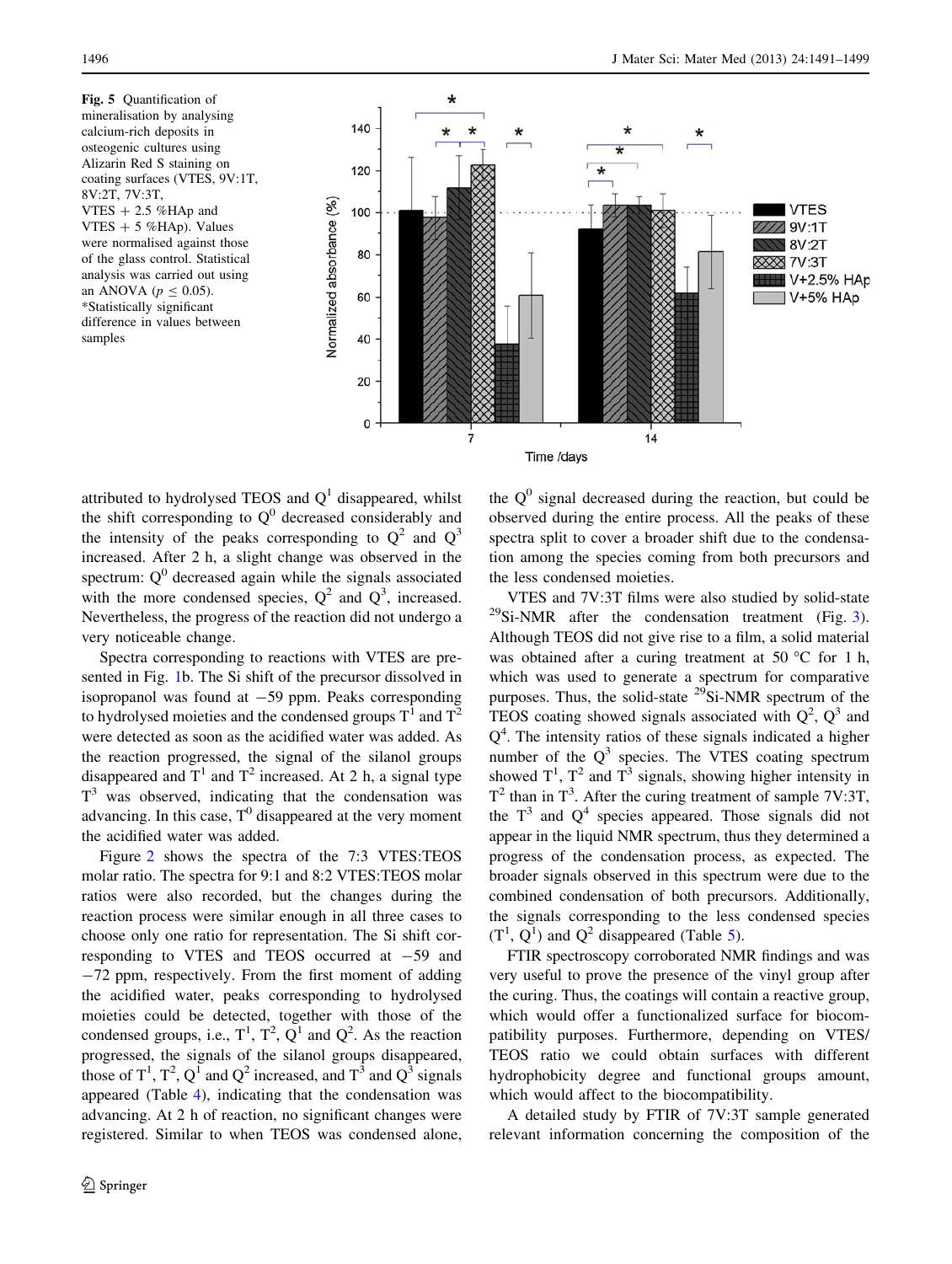**Fig. 5** Quantification of mineralisation by analysing calcium-rich deposits in osteogenic cultures using Alizarin Red S staining on coating surfaces (VTES, 9V:1T, 8V:2T, 7V:3T, VTES + 2.5 %HAp and VTES + 5 %HAp). Values were normalised against those of the glass control. Statistical analysis was carried out using an ANOVA ($p \leq 0.05$). *Statistically significant difference in values between samples

attributed to hydrolysed TEOS and $Q^1$ disappeared, whilst the shift corresponding to $Q^0$ decreased considerably and the intensity of the peaks corresponding to $Q^2$ and $Q^3$ increased. After 2 h, a slight change was observed in the spectrum: $Q^0$ decreased again while the signals associated with the more condensed species, $Q^2$ and $Q^3$, increased. Nevertheless, the progress of the reaction did not undergo a very noticeable change.

Spectra corresponding to reactions with VTES are presented in Fig. 1b. The Si shift of the precursor dissolved in isopropanol was found at −59 ppm. Peaks corresponding to hydrolysed moieties and the condensed groups $T^1$ and $T^2$ were detected as soon as the acidified water was added. As the reaction progressed, the signal of the silanol groups disappeared and $T^1$ and $T^2$ increased. At 2 h, a signal type $T^3$ was observed, indicating that the condensation was advancing. In this case, $T^0$ disappeared at the very moment the acidified water was added.

Figure 2 shows the spectra of the 7:3 VTES:TEOS molar ratio. The spectra for 9:1 and 8:2 VTES:TEOS molar ratios were also recorded, but the changes during the reaction process were similar enough in all three cases to choose only one ratio for representation. The Si shift corresponding to VTES and TEOS occurred at −59 and −72 ppm, respectively. From the first moment of adding the acidified water, peaks corresponding to hydrolysed moieties could be detected, together with those of the condensed groups, i.e., $T^1$, $T^2$, $Q^1$ and $Q^2$. As the reaction progressed, the signals of the silanol groups disappeared, those of $T^1$, $T^2$, $Q^1$ and $Q^2$ increased, and $T^3$ and $Q^3$ signals appeared (Table 4), indicating that the condensation was advancing. At 2 h of reaction, no significant changes were registered. Similar to when TEOS was condensed alone, the $Q^0$ signal decreased during the reaction, but could be observed during the entire process. All the peaks of these spectra split to cover a broader shift due to the condensation among the species coming from both precursors and the less condensed moieties.

VTES and 7V:3T films were also studied by solid-state $^{29}$Si-NMR after the condensation treatment (Fig. 3). Although TEOS did not give rise to a film, a solid material was obtained after a curing treatment at 50 °C for 1 h, which was used to generate a spectrum for comparative purposes. Thus, the solid-state $^{29}$Si-NMR spectrum of the TEOS coating showed signals associated with $Q^2$, $Q^3$ and $Q^4$. The intensity ratios of these signals indicated a higher number of the $Q^3$ species. The VTES coating spectrum showed $T^1$, $T^2$ and $T^3$ signals, showing higher intensity in $T^2$ than in $T^3$. After the curing treatment of sample 7V:3T, the $T^3$ and $Q^4$ species appeared. Those signals did not appear in the liquid NMR spectrum, thus they determined a progress of the condensation process, as expected. The broader signals observed in this spectrum were due to the combined condensation of both precursors. Additionally, the signals corresponding to the less condensed species ($T^1$, $Q^1$) and $Q^2$ disappeared (Table 5).

FTIR spectroscopy corroborated NMR findings and was very useful to prove the presence of the vinyl group after the curing. Thus, the coatings will contain a reactive group, which would offer a functionalized surface for biocompatibility purposes. Furthermore, depending on VTES/TEOS ratio we could obtain surfaces with different hydrophobicity degree and functional groups amount, which would affect to the biocompatibility.

A detailed study by FTIR of 7V:3T sample generated relevant information concerning the composition of the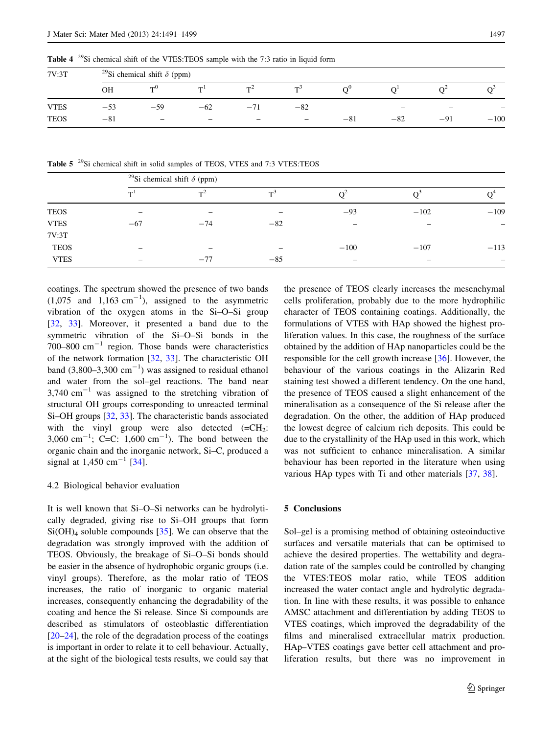**Table 4** $^{29}$Si chemical shift of the VTES:TEOS sample with the 7:3 ratio in liquid form

| 7V:3T | $^{29}$Si chemical shift $\delta$ (ppm) | | | | | | | | |
|---|---|---|---|---|---|---|---|---|---|
| | OH | $T^0$ | $T^1$ | $T^2$ | $T^3$ | $Q^0$ | $Q^1$ | $Q^2$ | $Q^3$ |
| VTES | −53 | −59 | −62 | −71 | −82 | | – | – | – |
| TEOS | −81 | – | – | – | – | −81 | −82 | −91 | −100 |

**Table 5** $^{29}$Si chemical shift in solid samples of TEOS, VTES and 7:3 VTES:TEOS

| | $^{29}$Si chemical shift $\delta$ (ppm) | | | | | |
|---|---|---|---|---|---|---|
| | $T^1$ | $T^2$ | $T^3$ | $Q^2$ | $Q^3$ | $Q^4$ |
| TEOS | – | – | – | −93 | −102 | −109 |
| VTES | −67 | −74 | −82 | – | – | – |
| 7V:3T | | | | | | |
| TEOS | – | – | – | −100 | −107 | −113 |
| VTES | – | −77 | −85 | – | – | – |

coatings. The spectrum showed the presence of two bands (1,075 and 1,163 cm$^{-1}$), assigned to the asymmetric vibration of the oxygen atoms in the Si–O–Si group [32, 33]. Moreover, it presented a band due to the symmetric vibration of the Si–O–Si bonds in the 700–800 cm$^{-1}$ region. Those bands were characteristics of the network formation [32, 33]. The characteristic OH band (3,800–3,300 cm$^{-1}$) was assigned to residual ethanol and water from the sol–gel reactions. The band near 3,740 cm$^{-1}$ was assigned to the stretching vibration of structural OH groups corresponding to unreacted terminal Si–OH groups [32, 33]. The characteristic bands associated with the vinyl group were also detected (=$CH_2$: 3,060 cm$^{-1}$; C=C: 1,600 cm$^{-1}$). The bond between the organic chain and the inorganic network, Si–C, produced a signal at 1,450 cm$^{-1}$ [34].

### 4.2 Biological behavior evaluation

It is well known that Si–O–Si networks can be hydrolytically degraded, giving rise to Si–OH groups that form $Si(OH)_4$ soluble compounds [35]. We can observe that the degradation was strongly improved with the addition of TEOS. Obviously, the breakage of Si–O–Si bonds should be easier in the absence of hydrophobic organic groups (i.e. vinyl groups). Therefore, as the molar ratio of TEOS increases, the ratio of inorganic to organic material increases, consequently enhancing the degradability of the coating and hence the Si release. Since Si compounds are described as stimulators of osteoblastic differentiation [20–24], the role of the degradation process of the coatings is important in order to relate it to cell behaviour. Actually, at the sight of the biological tests results, we could say that the presence of TEOS clearly increases the mesenchymal cells proliferation, probably due to the more hydrophilic character of TEOS containing coatings. Additionally, the formulations of VTES with HAp showed the highest proliferation values. In this case, the roughness of the surface obtained by the addition of HAp nanoparticles could be the responsible for the cell growth increase [36]. However, the behaviour of the various coatings in the Alizarin Red staining test showed a different tendency. On the one hand, the presence of TEOS caused a slight enhancement of the mineralisation as a consequence of the Si release after the degradation. On the other, the addition of HAp produced the lowest degree of calcium rich deposits. This could be due to the crystallinity of the HAp used in this work, which was not sufficient to enhance mineralisation. A similar behaviour has been reported in the literature when using various HAp types with Ti and other materials [37, 38].

## 5 Conclusions

Sol–gel is a promising method of obtaining osteoinductive surfaces and versatile materials that can be optimised to achieve the desired properties. The wettability and degradation rate of the samples could be controlled by changing the VTES:TEOS molar ratio, while TEOS addition increased the water contact angle and hydrolytic degradation. In line with these results, it was possible to enhance AMSC attachment and differentiation by adding TEOS to VTES coatings, which improved the degradability of the films and mineralised extracellular matrix production. HAp–VTES coatings gave better cell attachment and proliferation results, but there was no improvement in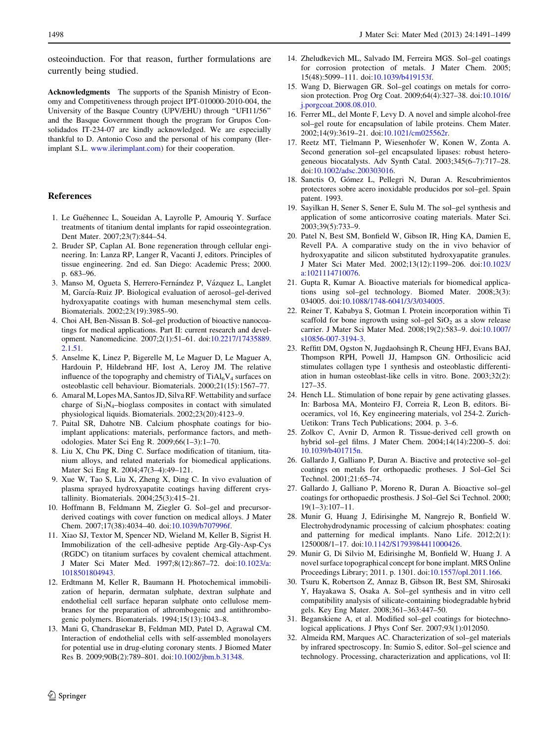osteoinduction. For that reason, further formulations are currently being studied.

**Acknowledgments** The supports of the Spanish Ministry of Economy and Competitiveness through project IPT-010000-2010-004, the University of the Basque Country (UPV/EHU) through "UFI11/56" and the Basque Government though the program for Grupos Consolidados IT-234-07 are kindly acknowledged. We are especially thankful to D. Antonio Coso and the personal of his company (Ilerimplant S.L. www.ilerimplant.com) for their cooperation.

## References

1. Le Guéhennec L, Soueidan A, Layrolle P, Amouriq Y. Surface treatments of titanium dental implants for rapid osseointegration. Dent Mater. 2007;23(7):844–54.
2. Bruder SP, Caplan AI. Bone regeneration through cellular engineering. In: Lanza RP, Langer R, Vacanti J, editors. Principles of tissue engineering. 2nd ed. San Diego: Academic Press; 2000. p. 683–96.
3. Manso M, Ogueta S, Herrero-Fernández P, Vázquez L, Langlet M, García-Ruiz JP. Biological evaluation of aerosol–gel-derived hydroxyapatite coatings with human mesenchymal stem cells. Biomaterials. 2002;23(19):3985–90.
4. Choi AH, Ben-Nissan B. Sol–gel production of bioactive nanocoatings for medical applications. Part II: current research and development. Nanomedicine. 2007;2(1):51–61. doi:10.2217/17435889.2.1.51.
5. Anselme K, Linez P, Bigerelle M, Le Maguer D, Le Maguer A, Hardouin P, Hildebrand HF, Iost A, Leroy JM. The relative influence of the topography and chemistry of $TiAl_6V_4$ surfaces on osteoblastic cell behaviour. Biomaterials. 2000;21(15):1567–77.
6. Amaral M, Lopes MA, Santos JD, Silva RF. Wettability and surface charge of $Si_3N_4$–bioglass composites in contact with simulated physiological liquids. Biomaterials. 2002;23(20):4123–9.
7. Paital SR, Dahotre NB. Calcium phosphate coatings for bio-implant applications: materials, performance factors, and methodologies. Mater Sci Eng R. 2009;66(1–3):1–70.
8. Liu X, Chu PK, Ding C. Surface modification of titanium, titanium alloys, and related materials for biomedical applications. Mater Sci Eng R. 2004;47(3–4):49–121.
9. Xue W, Tao S, Liu X, Zheng X, Ding C. In vivo evaluation of plasma sprayed hydroxyapatite coatings having different crystallinity. Biomaterials. 2004;25(3):415–21.
10. Hoffmann B, Feldmann M, Ziegler G. Sol–gel and precursor-derived coatings with cover function on medical alloys. J Mater Chem. 2007;17(38):4034–40. doi:10.1039/b707996f.
11. Xiao SJ, Textor M, Spencer ND, Wieland M, Keller B, Sigrist H. Immobilization of the cell-adhesive peptide Arg-Gly-Asp-Cys (RGDC) on titanium surfaces by covalent chemical attachment. J Mater Sci Mater Med. 1997;8(12):867–72. doi:10.1023/a:1018501804943.
12. Erdtmann M, Keller R, Baumann H. Photochemical immobilization of heparin, dermatan sulphate, dextran sulphate and endothelial cell surface heparan sulphate onto cellulose membranes for the preparation of athrombogenic and antithrombogenic polymers. Biomaterials. 1994;15(13):1043–8.
13. Mani G, Chandrasekar B, Feldman MD, Patel D, Agrawal CM. Interaction of endothelial cells with self-assembled monolayers for potential use in drug-eluting coronary stents. J Biomed Mater Res B. 2009;90B(2):789–801. doi:10.1002/jbm.b.31348.
14. Zheludkevich ML, Salvado IM, Ferreira MGS. Sol–gel coatings for corrosion protection of metals. J Mater Chem. 2005;15(48):5099–111. doi:10.1039/b419153f.
15. Wang D, Bierwagen GR. Sol–gel coatings on metals for corrosion protection. Prog Org Coat. 2009;64(4):327–38. doi:10.1016/j.porgcoat.2008.08.010.
16. Ferrer ML, del Monte F, Levy D. A novel and simple alcohol-free sol–gel route for encapsulation of labile proteins. Chem Mater. 2002;14(9):3619–21. doi:10.1021/cm025562r.
17. Reetz MT, Tielmann P, Wiesenhofer W, Konen W, Zonta A. Second generation sol–gel encapsulated lipases: robust heterogeneous biocatalysts. Adv Synth Catal. 2003;345(6–7):717–28. doi:10.1002/adsc.200303016.
18. Sanctis O, Gómez L, Pellegri N, Duran A. Rescubrimientos protectores sobre acero inoxidable producidos por sol–gel. Spain patent. 1993.
19. Sayilkan H, Sener S, Sener E, Sulu M. The sol–gel synthesis and application of some anticorrosive coating materials. Mater Sci. 2003;39(5):733–9.
20. Patel N, Best SM, Bonfield W, Gibson IR, Hing KA, Damien E, Revell PA. A comparative study on the in vivo behavior of hydroxyapatite and silicon substituted hydroxyapatite granules. J Mater Sci Mater Med. 2002;13(12):1199–206. doi:10.1023/a:1021114710076.
21. Gupta R, Kumar A. Bioactive materials for biomedical applications using sol–gel technology. Biomed Mater. 2008;3(3):034005. doi:10.1088/1748-6041/3/3/034005.
22. Reiner T, Kababya S, Gotman I. Protein incorporation within Ti scaffold for bone ingrowth using sol–gel $SiO_2$ as a slow release carrier. J Mater Sci Mater Med. 2008;19(2):583–9. doi:10.1007/s10856-007-3194-3.
23. Reffitt DM, Ogston N, Jugdaohsingh R, Cheung HFJ, Evans BAJ, Thompson RPH, Powell JJ, Hampson GN. Orthosilicic acid stimulates collagen type 1 synthesis and osteoblastic differentiation in human osteoblast-like cells in vitro. Bone. 2003;32(2):127–35.
24. Hench LL. Stimulation of bone repair by gene activating glasses. In: Barbosa MA, Monteiro FJ, Correia R, Leon B, editors. Bioceramics, vol 16, Key engineering materials, vol 254-2. Zurich-Uetikon: Trans Tech Publications; 2004. p. 3–6.
25. Zolkov C, Avnir D, Armon R. Tissue-derived cell growth on hybrid sol–gel films. J Mater Chem. 2004;14(14):2200–5. doi:10.1039/b401715n.
26. Gallardo J, Galliano P, Duran A. Biactive and protective sol–gel coatings on metals for orthopaedic protheses. J Sol–Gel Sci Technol. 2001;21:65–74.
27. Gallardo J, Galliano P, Moreno R, Duran A. Bioactive sol–gel coatings for orthopaedic prosthesis. J Sol–Gel Sci Technol. 2000;19(1–3):107–11.
28. Munir G, Huang J, Edirisinghe M, Nangrejo R, Bonfield W. Electrohydrodynamic processing of calcium phosphates: coating and patterning for medical implants. Nano Life. 2012;2(1):1250008/1–17. doi:10.1142/S1793984411000426.
29. Munir G, Di Silvio M, Edirisinghe M, Bonfield W, Huang J. A novel surface topographical concept for bone implant. MRS Online Proceedings Library; 2011. p. 1301. doi:10.1557/opl.2011.166.
30. Tsuru K, Robertson Z, Annaz B, Gibson IR, Best SM, Shirosaki Y, Hayakawa S, Osaka A. Sol–gel synthesis and in vitro cell compatibility analysis of silicate-containing biodegradable hybrid gels. Key Eng Mater. 2008;361–363:447–50.
31. Beganskiene A, et al. Modified sol–gel coatings for biotechnological applications. J Phys Conf Ser. 2007;93(1):012050.
32. Almeida RM, Marques AC. Characterization of sol–gel materials by infrared spectroscopy. In: Sumio S, editor. Sol–gel science and technology. Processing, characterization and applications, vol II: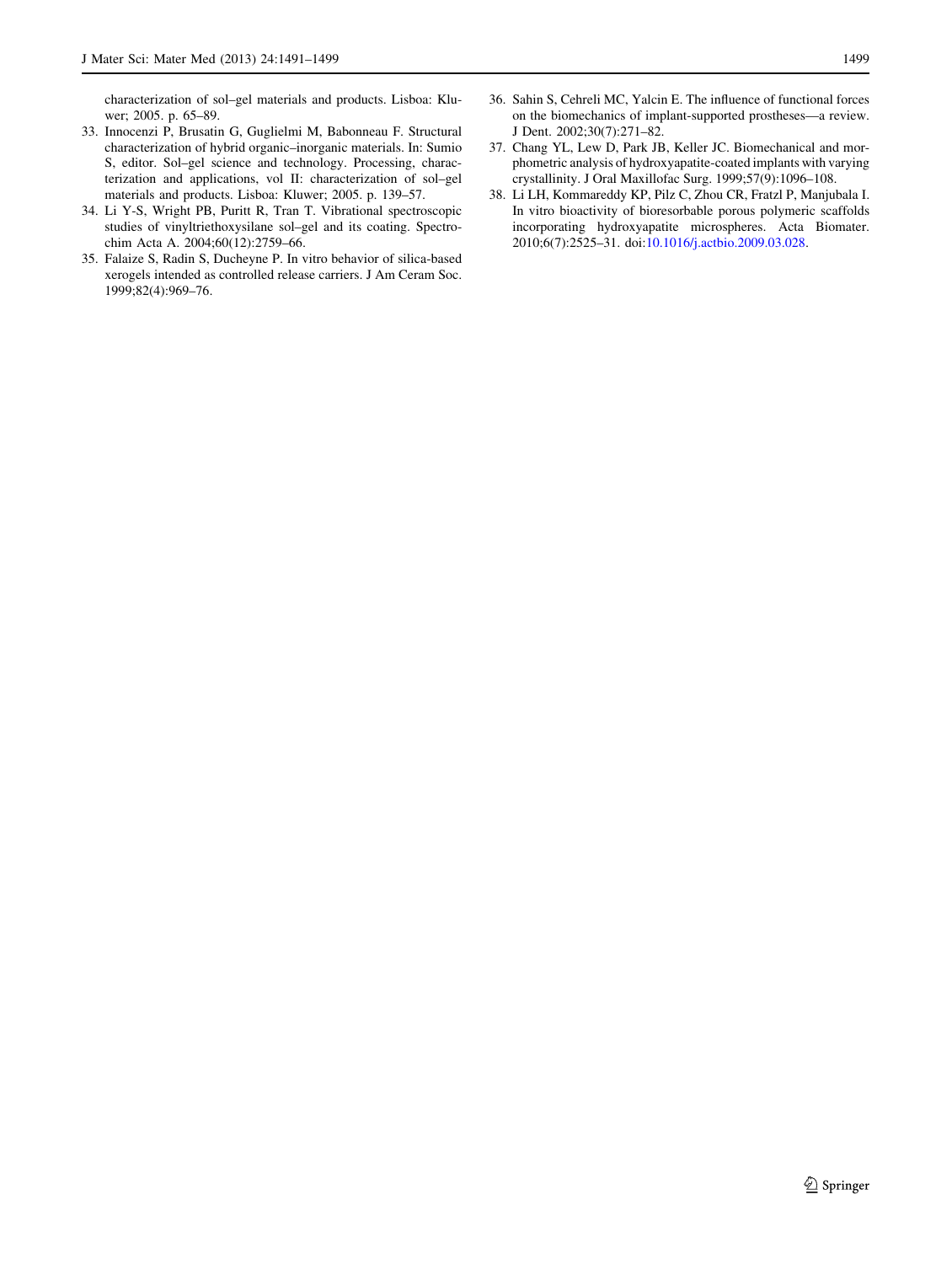characterization of sol–gel materials and products. Lisboa: Kluwer; 2005. p. 65–89.

33. Innocenzi P, Brusatin G, Guglielmi M, Babonneau F. Structural characterization of hybrid organic–inorganic materials. In: Sumio S, editor. Sol–gel science and technology. Processing, characterization and applications, vol II: characterization of sol–gel materials and products. Lisboa: Kluwer; 2005. p. 139–57.
34. Li Y-S, Wright PB, Puritt R, Tran T. Vibrational spectroscopic studies of vinyltriethoxysilane sol–gel and its coating. Spectrochim Acta A. 2004;60(12):2759–66.
35. Falaize S, Radin S, Ducheyne P. In vitro behavior of silica-based xerogels intended as controlled release carriers. J Am Ceram Soc. 1999;82(4):969–76.
36. Sahin S, Cehreli MC, Yalcin E. The influence of functional forces on the biomechanics of implant-supported prostheses—a review. J Dent. 2002;30(7):271–82.
37. Chang YL, Lew D, Park JB, Keller JC. Biomechanical and morphometric analysis of hydroxyapatite-coated implants with varying crystallinity. J Oral Maxillofac Surg. 1999;57(9):1096–108.
38. Li LH, Kommareddy KP, Pilz C, Zhou CR, Fratzl P, Manjubala I. In vitro bioactivity of bioresorbable porous polymeric scaffolds incorporating hydroxyapatite microspheres. Acta Biomater. 2010;6(7):2525–31. doi:10.1016/j.actbio.2009.03.028.